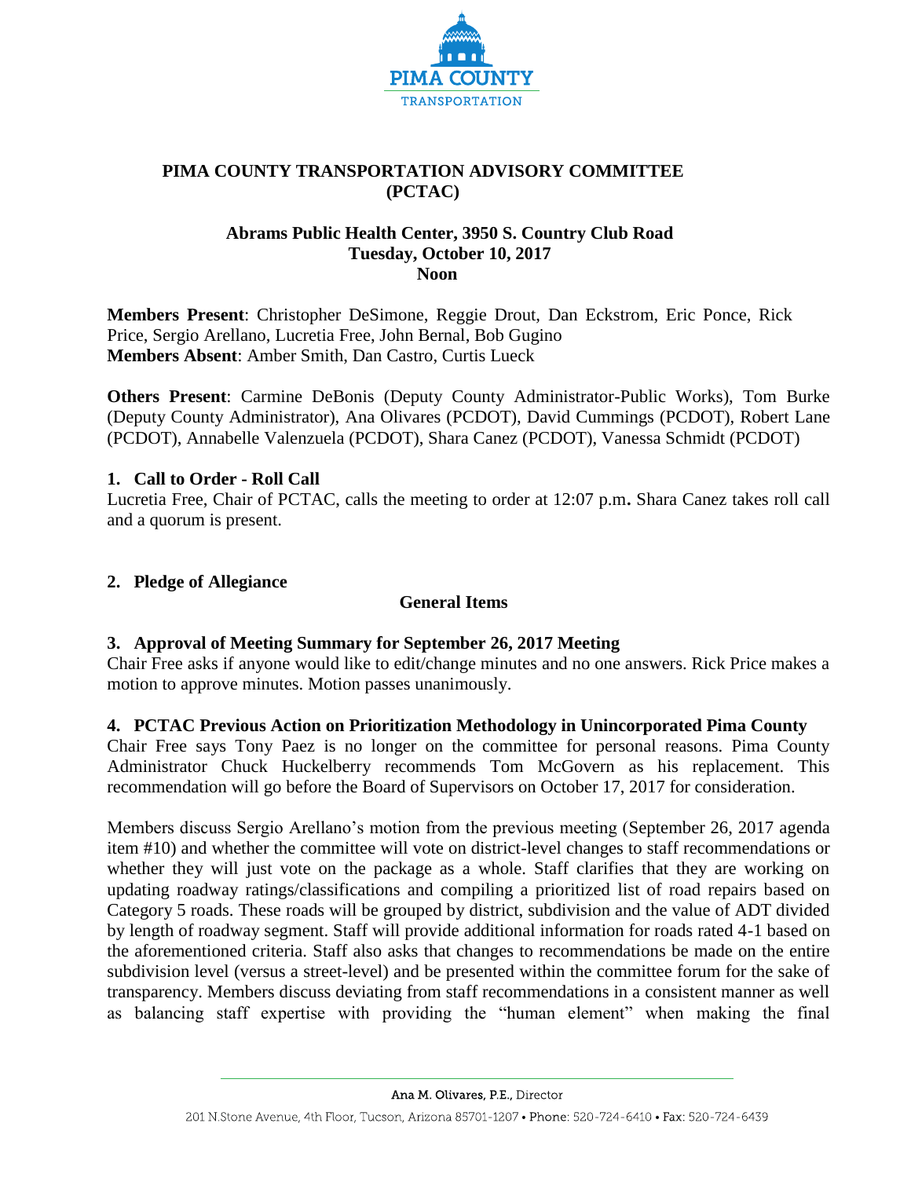# PIMA COUNTY TRANSPORTATION ADVISORY COMMITTEE (PCTAC)

**Abrams Public Health Center, 3950 S. Country Club Road**
**Tuesday, October 10, 2017**
**Noon**

**Members Present**: Christopher DeSimone, Reggie Drout, Dan Eckstrom, Eric Ponce, Rick Price, Sergio Arellano, Lucretia Free, John Bernal, Bob Gugino
**Members Absent**: Amber Smith, Dan Castro, Curtis Lueck

**Others Present**: Carmine DeBonis (Deputy County Administrator-Public Works), Tom Burke (Deputy County Administrator), Ana Olivares (PCDOT), David Cummings (PCDOT), Robert Lane (PCDOT), Annabelle Valenzuela (PCDOT), Shara Canez (PCDOT), Vanessa Schmidt (PCDOT)

## 1. Call to Order - Roll Call

Lucretia Free, Chair of PCTAC, calls the meeting to order at 12:07 p.m**.** Shara Canez takes roll call and a quorum is present.

## 2. Pledge of Allegiance

### General Items

## 3. Approval of Meeting Summary for September 26, 2017 Meeting

Chair Free asks if anyone would like to edit/change minutes and no one answers. Rick Price makes a motion to approve minutes. Motion passes unanimously.

## 4. PCTAC Previous Action on Prioritization Methodology in Unincorporated Pima County

Chair Free says Tony Paez is no longer on the committee for personal reasons. Pima County Administrator Chuck Huckelberry recommends Tom McGovern as his replacement. This recommendation will go before the Board of Supervisors on October 17, 2017 for consideration.

Members discuss Sergio Arellano's motion from the previous meeting (September 26, 2017 agenda item #10) and whether the committee will vote on district-level changes to staff recommendations or whether they will just vote on the package as a whole. Staff clarifies that they are working on updating roadway ratings/classifications and compiling a prioritized list of road repairs based on Category 5 roads. These roads will be grouped by district, subdivision and the value of ADT divided by length of roadway segment. Staff will provide additional information for roads rated 4-1 based on the aforementioned criteria. Staff also asks that changes to recommendations be made on the entire subdivision level (versus a street-level) and be presented within the committee forum for the sake of transparency. Members discuss deviating from staff recommendations in a consistent manner as well as balancing staff expertise with providing the "human element" when making the final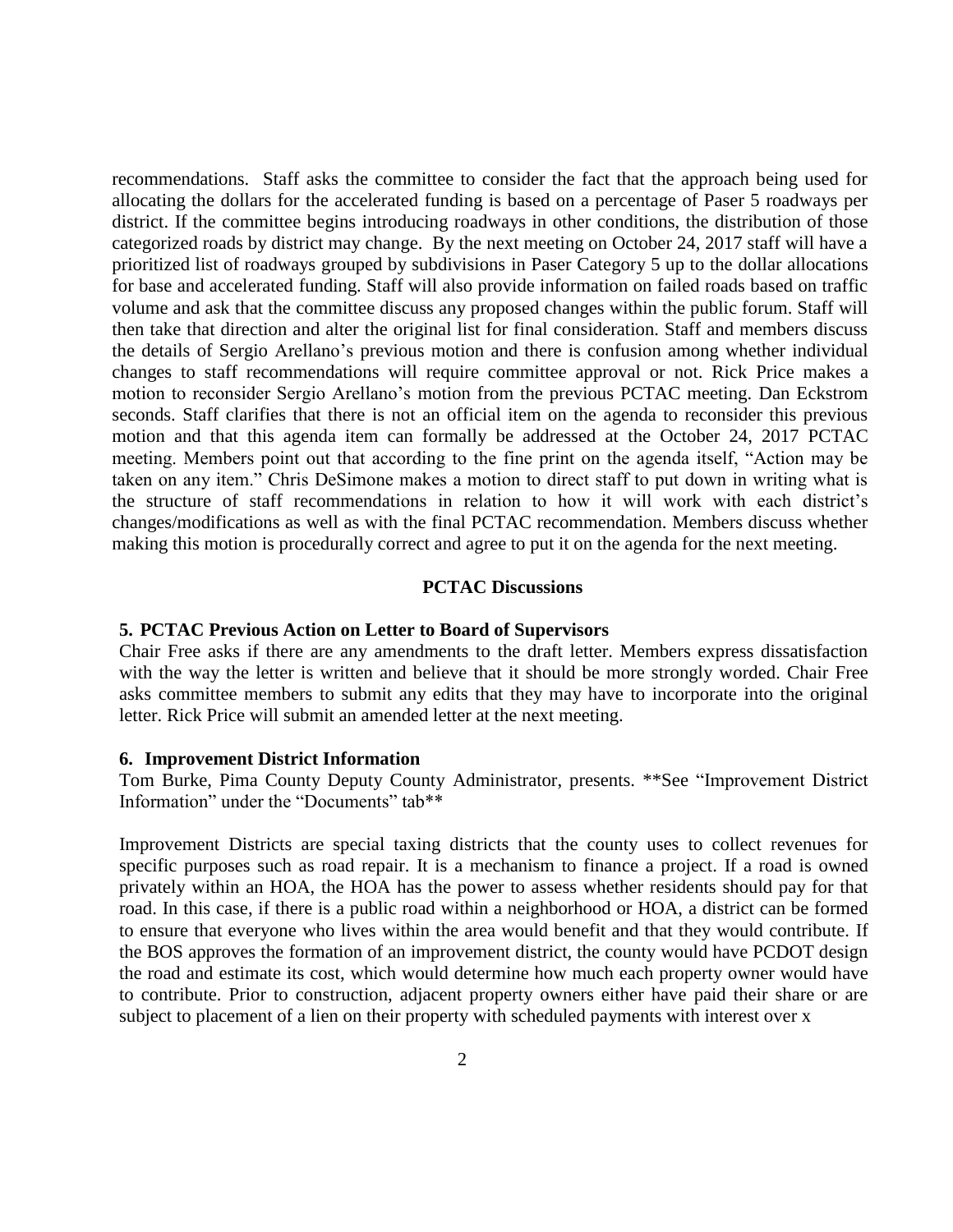recommendations. Staff asks the committee to consider the fact that the approach being used for allocating the dollars for the accelerated funding is based on a percentage of Paser 5 roadways per district. If the committee begins introducing roadways in other conditions, the distribution of those categorized roads by district may change. By the next meeting on October 24, 2017 staff will have a prioritized list of roadways grouped by subdivisions in Paser Category 5 up to the dollar allocations for base and accelerated funding. Staff will also provide information on failed roads based on traffic volume and ask that the committee discuss any proposed changes within the public forum. Staff will then take that direction and alter the original list for final consideration. Staff and members discuss the details of Sergio Arellano's previous motion and there is confusion among whether individual changes to staff recommendations will require committee approval or not. Rick Price makes a motion to reconsider Sergio Arellano's motion from the previous PCTAC meeting. Dan Eckstrom seconds. Staff clarifies that there is not an official item on the agenda to reconsider this previous motion and that this agenda item can formally be addressed at the October 24, 2017 PCTAC meeting. Members point out that according to the fine print on the agenda itself, "Action may be taken on any item." Chris DeSimone makes a motion to direct staff to put down in writing what is the structure of staff recommendations in relation to how it will work with each district's changes/modifications as well as with the final PCTAC recommendation. Members discuss whether making this motion is procedurally correct and agree to put it on the agenda for the next meeting.

## PCTAC Discussions

### 5. PCTAC Previous Action on Letter to Board of Supervisors

Chair Free asks if there are any amendments to the draft letter. Members express dissatisfaction with the way the letter is written and believe that it should be more strongly worded. Chair Free asks committee members to submit any edits that they may have to incorporate into the original letter. Rick Price will submit an amended letter at the next meeting.

### 6. Improvement District Information

Tom Burke, Pima County Deputy County Administrator, presents. **See "Improvement District Information" under the "Documents" tab**

Improvement Districts are special taxing districts that the county uses to collect revenues for specific purposes such as road repair. It is a mechanism to finance a project. If a road is owned privately within an HOA, the HOA has the power to assess whether residents should pay for that road. In this case, if there is a public road within a neighborhood or HOA, a district can be formed to ensure that everyone who lives within the area would benefit and that they would contribute. If the BOS approves the formation of an improvement district, the county would have PCDOT design the road and estimate its cost, which would determine how much each property owner would have to contribute. Prior to construction, adjacent property owners either have paid their share or are subject to placement of a lien on their property with scheduled payments with interest over x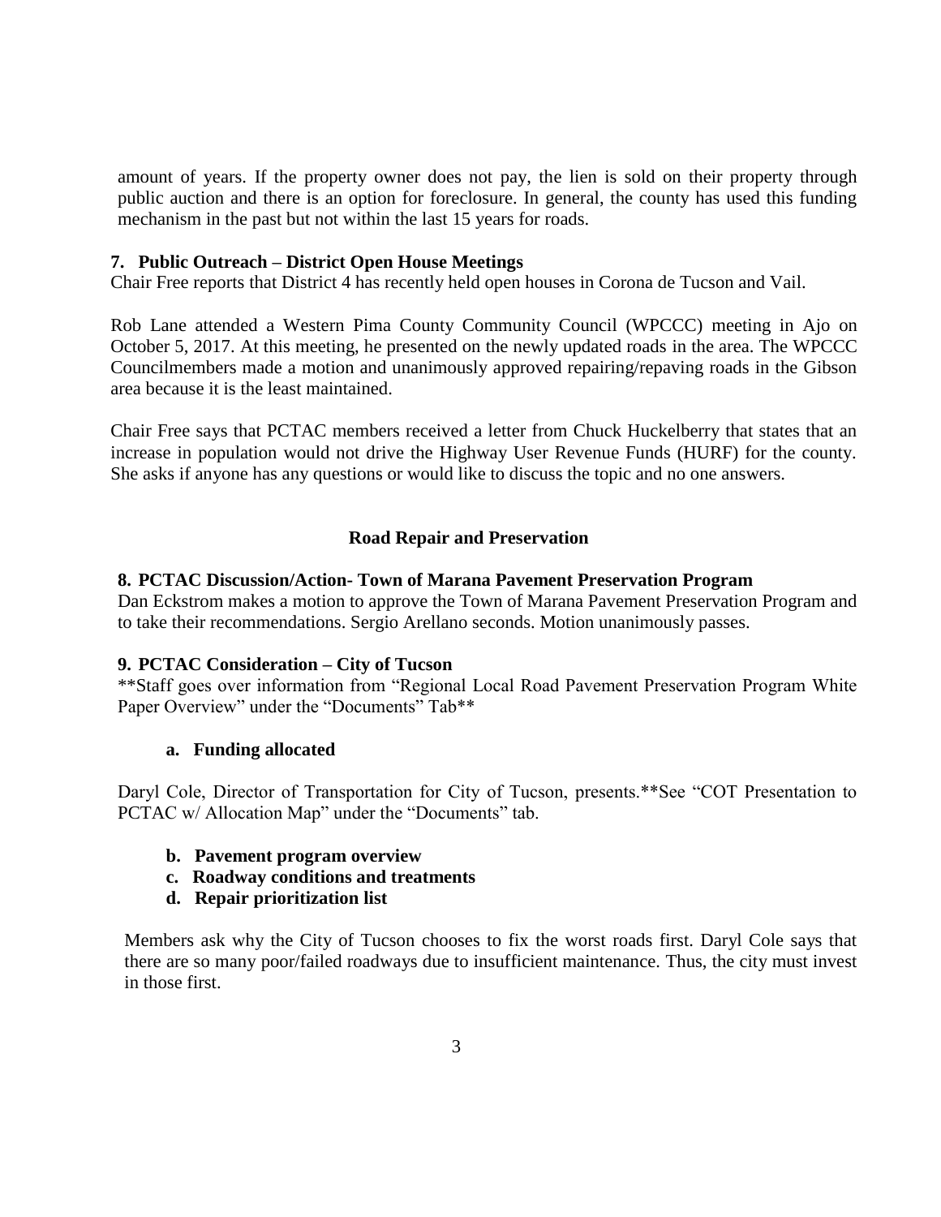amount of years. If the property owner does not pay, the lien is sold on their property through public auction and there is an option for foreclosure. In general, the county has used this funding mechanism in the past but not within the last 15 years for roads.

**7. Public Outreach – District Open House Meetings**

Chair Free reports that District 4 has recently held open houses in Corona de Tucson and Vail.

Rob Lane attended a Western Pima County Community Council (WPCCC) meeting in Ajo on October 5, 2017. At this meeting, he presented on the newly updated roads in the area. The WPCCC Councilmembers made a motion and unanimously approved repairing/repaving roads in the Gibson area because it is the least maintained.

Chair Free says that PCTAC members received a letter from Chuck Huckelberry that states that an increase in population would not drive the Highway User Revenue Funds (HURF) for the county. She asks if anyone has any questions or would like to discuss the topic and no one answers.

## Road Repair and Preservation

**8. PCTAC Discussion/Action- Town of Marana Pavement Preservation Program**

Dan Eckstrom makes a motion to approve the Town of Marana Pavement Preservation Program and to take their recommendations. Sergio Arellano seconds. Motion unanimously passes.

**9. PCTAC Consideration – City of Tucson**

**Staff goes over information from "Regional Local Road Pavement Preservation Program White Paper Overview" under the "Documents" Tab**

**a. Funding allocated**

Daryl Cole, Director of Transportation for City of Tucson, presents.**See "COT Presentation to PCTAC w/ Allocation Map" under the "Documents" tab.

**b. Pavement program overview**

**c. Roadway conditions and treatments**

**d. Repair prioritization list**

Members ask why the City of Tucson chooses to fix the worst roads first. Daryl Cole says that there are so many poor/failed roadways due to insufficient maintenance. Thus, the city must invest in those first.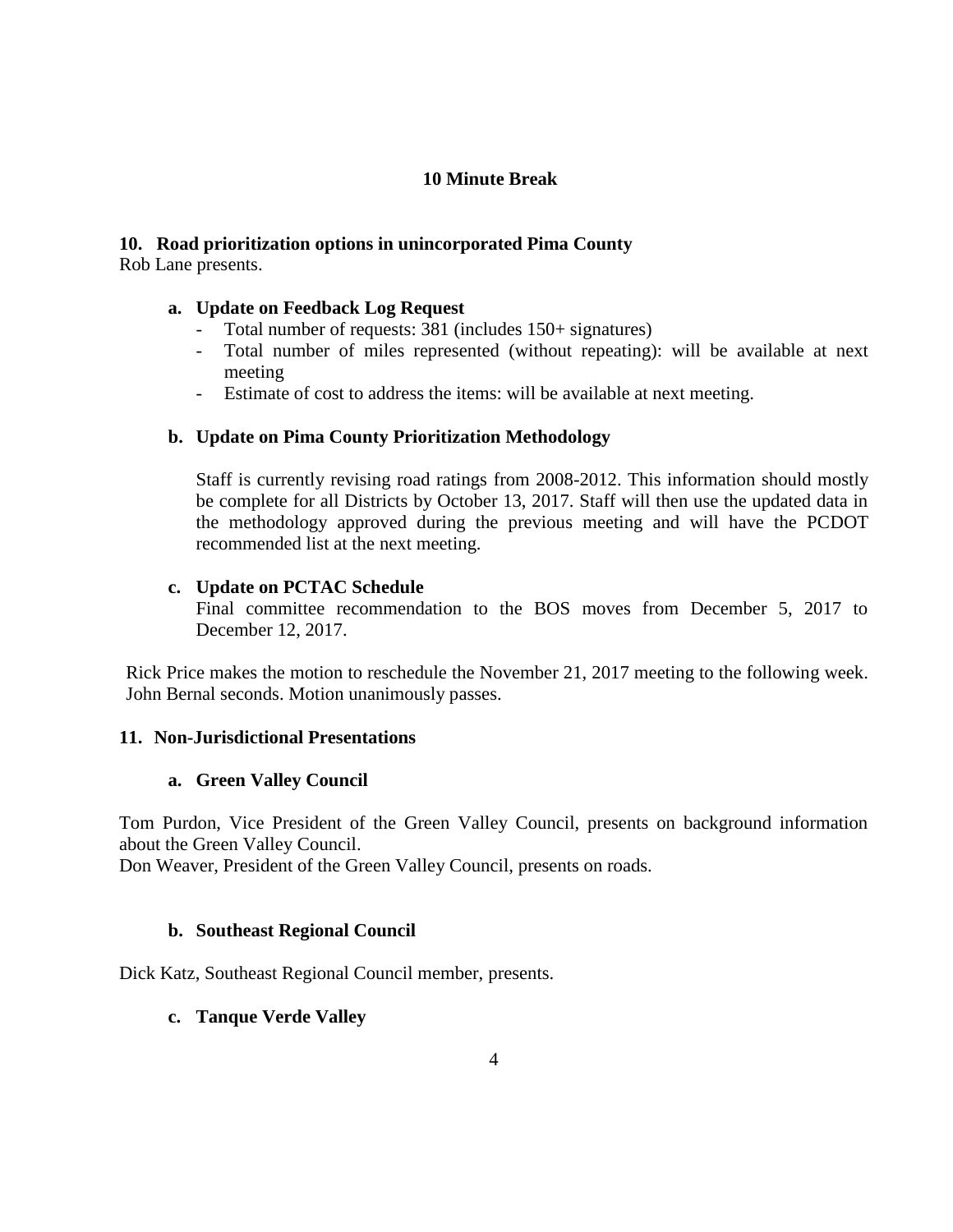**10 Minute Break**

**10. Road prioritization options in unincorporated Pima County**

Rob Lane presents.

**a. Update on Feedback Log Request**

- Total number of requests: 381 (includes 150+ signatures)
- Total number of miles represented (without repeating): will be available at next meeting
- Estimate of cost to address the items: will be available at next meeting.

**b. Update on Pima County Prioritization Methodology**

Staff is currently revising road ratings from 2008-2012. This information should mostly be complete for all Districts by October 13, 2017. Staff will then use the updated data in the methodology approved during the previous meeting and will have the PCDOT recommended list at the next meeting.

**c. Update on PCTAC Schedule**

Final committee recommendation to the BOS moves from December 5, 2017 to December 12, 2017.

Rick Price makes the motion to reschedule the November 21, 2017 meeting to the following week. John Bernal seconds. Motion unanimously passes.

**11. Non-Jurisdictional Presentations**

**a. Green Valley Council**

Tom Purdon, Vice President of the Green Valley Council, presents on background information about the Green Valley Council.

Don Weaver, President of the Green Valley Council, presents on roads.

**b. Southeast Regional Council**

Dick Katz, Southeast Regional Council member, presents.

**c. Tanque Verde Valley**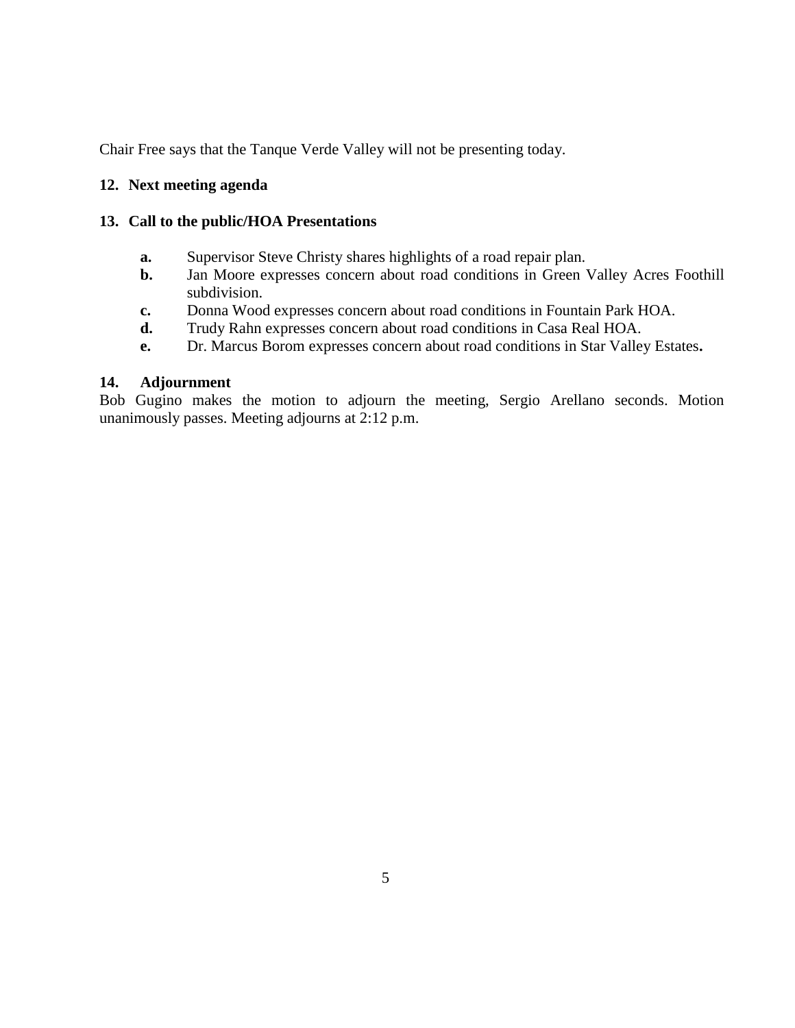Chair Free says that the Tanque Verde Valley will not be presenting today.

**12. Next meeting agenda**

**13. Call to the public/HOA Presentations**

- **a.** Supervisor Steve Christy shares highlights of a road repair plan.
- **b.** Jan Moore expresses concern about road conditions in Green Valley Acres Foothill subdivision.
- **c.** Donna Wood expresses concern about road conditions in Fountain Park HOA.
- **d.** Trudy Rahn expresses concern about road conditions in Casa Real HOA.
- **e.** Dr. Marcus Borom expresses concern about road conditions in Star Valley Estates**.**

**14. Adjournment**

Bob Gugino makes the motion to adjourn the meeting, Sergio Arellano seconds. Motion unanimously passes. Meeting adjourns at 2:12 p.m.